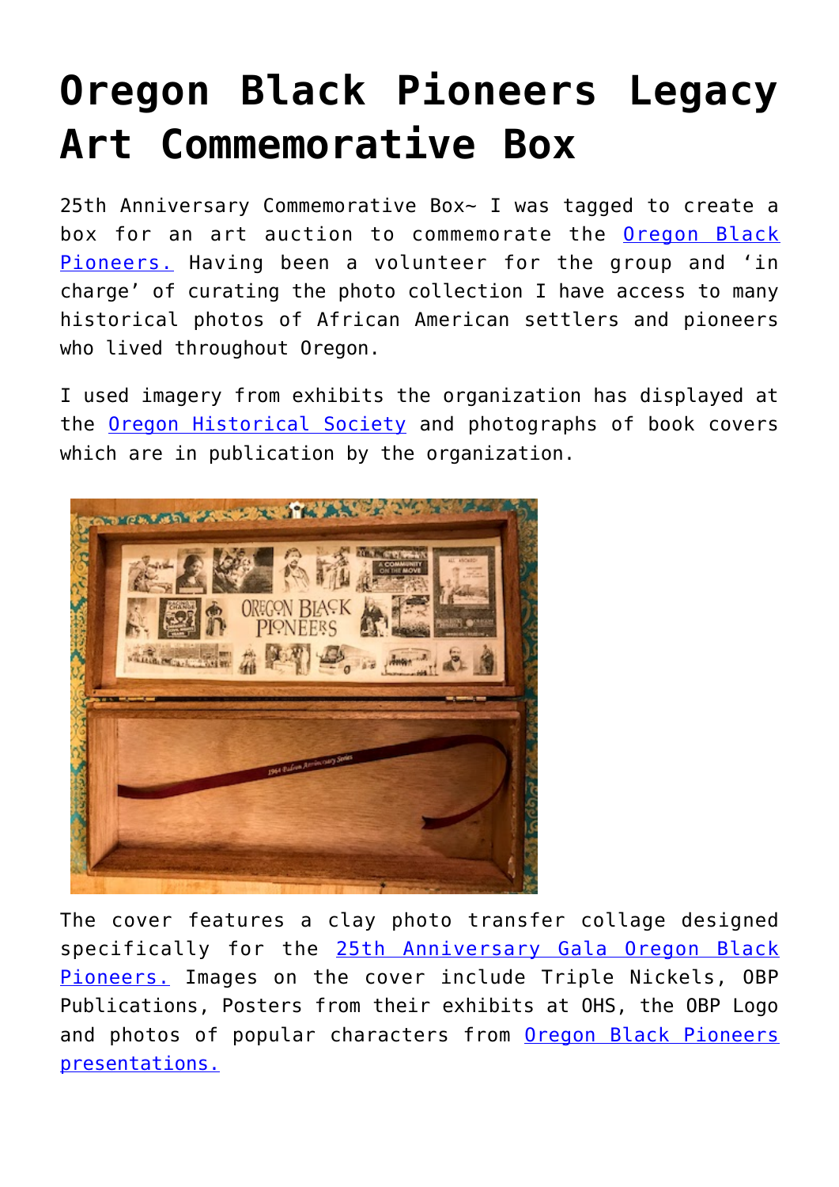# Oregon Black Pioneers Legacy Art Commemorative Box

25th Anniversary Commemorative Box~ I was tagged to create a box for an art auction to commemorate the Oregon Black Pioneers. Having been a volunteer for the group and 'in charge' of curating the photo collection I have access to many historical photos of African American settlers and pioneers who lived throughout Oregon.

I used imagery from exhibits the organization has displayed at the Oregon Historical Society and photographs of book covers which are in publication by the organization.

The cover features a clay photo transfer collage designed specifically for the 25th Anniversary Gala Oregon Black Pioneers. Images on the cover include Triple Nickels, OBP Publications, Posters from their exhibits at OHS, the OBP Logo and photos of popular characters from Oregon Black Pioneers presentations.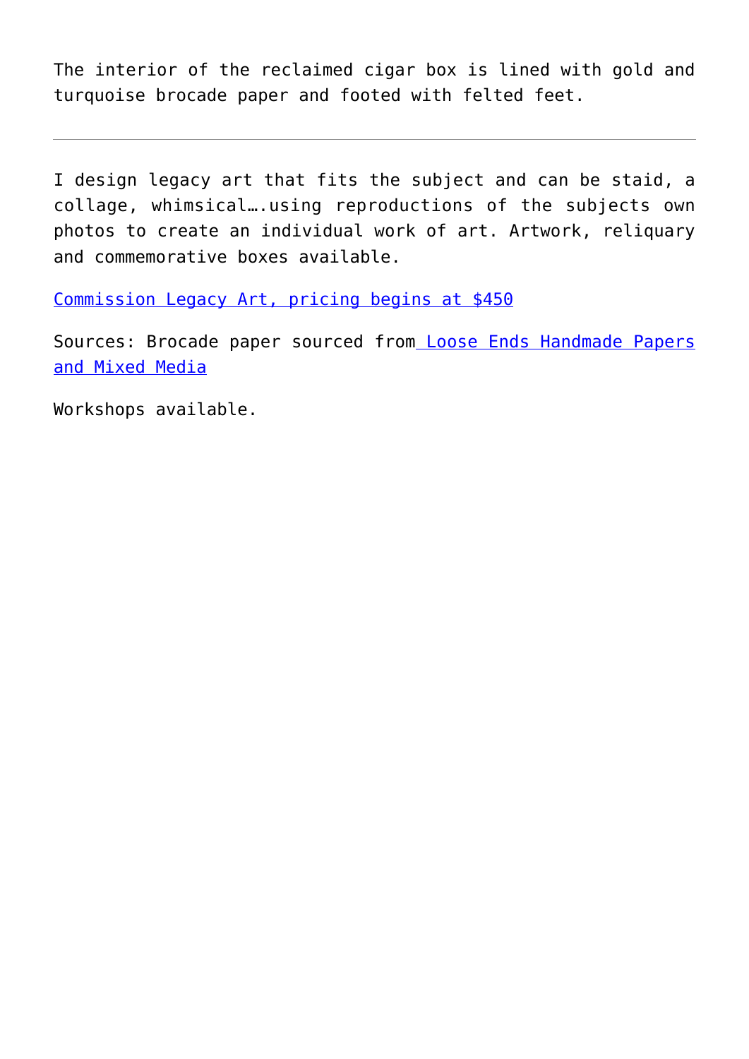The interior of the reclaimed cigar box is lined with gold and turquoise brocade paper and footed with felted feet.

---

I design legacy art that fits the subject and can be staid, a collage, whimsical….using reproductions of the subjects own photos to create an individual work of art. Artwork, reliquary and commemorative boxes available.

Commission Legacy Art, pricing begins at $450

Sources: Brocade paper sourced from Loose Ends Handmade Papers and Mixed Media

Workshops available.